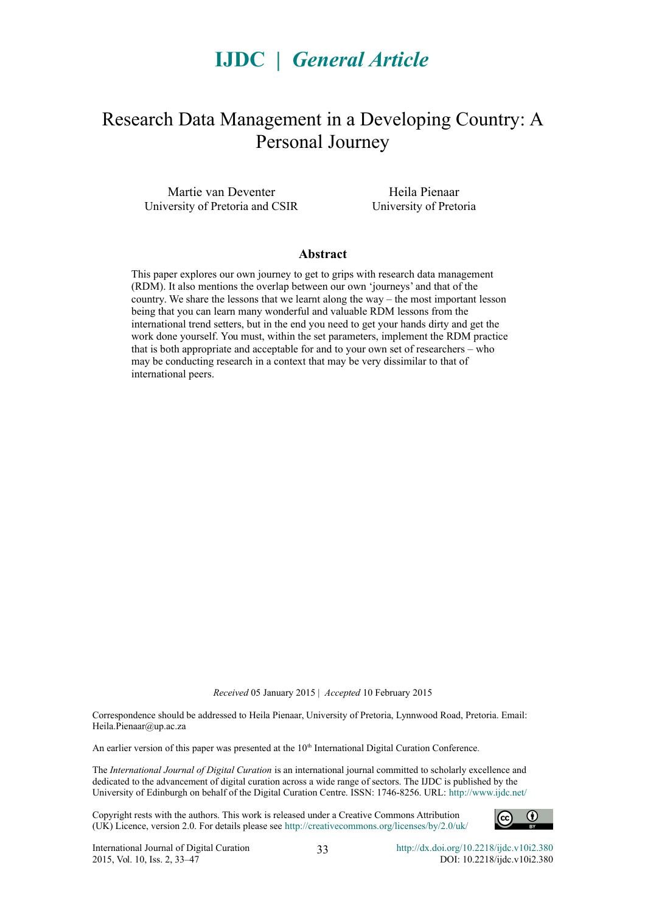**IJDC | *General Article***

# Research Data Management in a Developing Country: A Personal Journey

Martie van Deventer
University of Pretoria and CSIR

Heila Pienaar
University of Pretoria

## Abstract

This paper explores our own journey to get to grips with research data management (RDM). It also mentions the overlap between our own 'journeys' and that of the country. We share the lessons that we learnt along the way – the most important lesson being that you can learn many wonderful and valuable RDM lessons from the international trend setters, but in the end you need to get your hands dirty and get the work done yourself. You must, within the set parameters, implement the RDM practice that is both appropriate and acceptable for and to your own set of researchers – who may be conducting research in a context that may be very dissimilar to that of international peers.

*Received* 05 January 2015 | *Accepted* 10 February 2015

Correspondence should be addressed to Heila Pienaar, University of Pretoria, Lynnwood Road, Pretoria. Email: Heila.Pienaar@up.ac.za

An earlier version of this paper was presented at the 10th International Digital Curation Conference.

The *International Journal of Digital Curation* is an international journal committed to scholarly excellence and dedicated to the advancement of digital curation across a wide range of sectors. The IJDC is published by the University of Edinburgh on behalf of the Digital Curation Centre. ISSN: 1746-8256. URL: http://www.ijdc.net/

Copyright rests with the authors. This work is released under a Creative Commons Attribution (UK) Licence, version 2.0. For details please see http://creativecommons.org/licenses/by/2.0/uk/

http://dx.doi.org/10.2218/ijdc.v10i2.380
DOI: 10.2218/ijdc.v10i2.380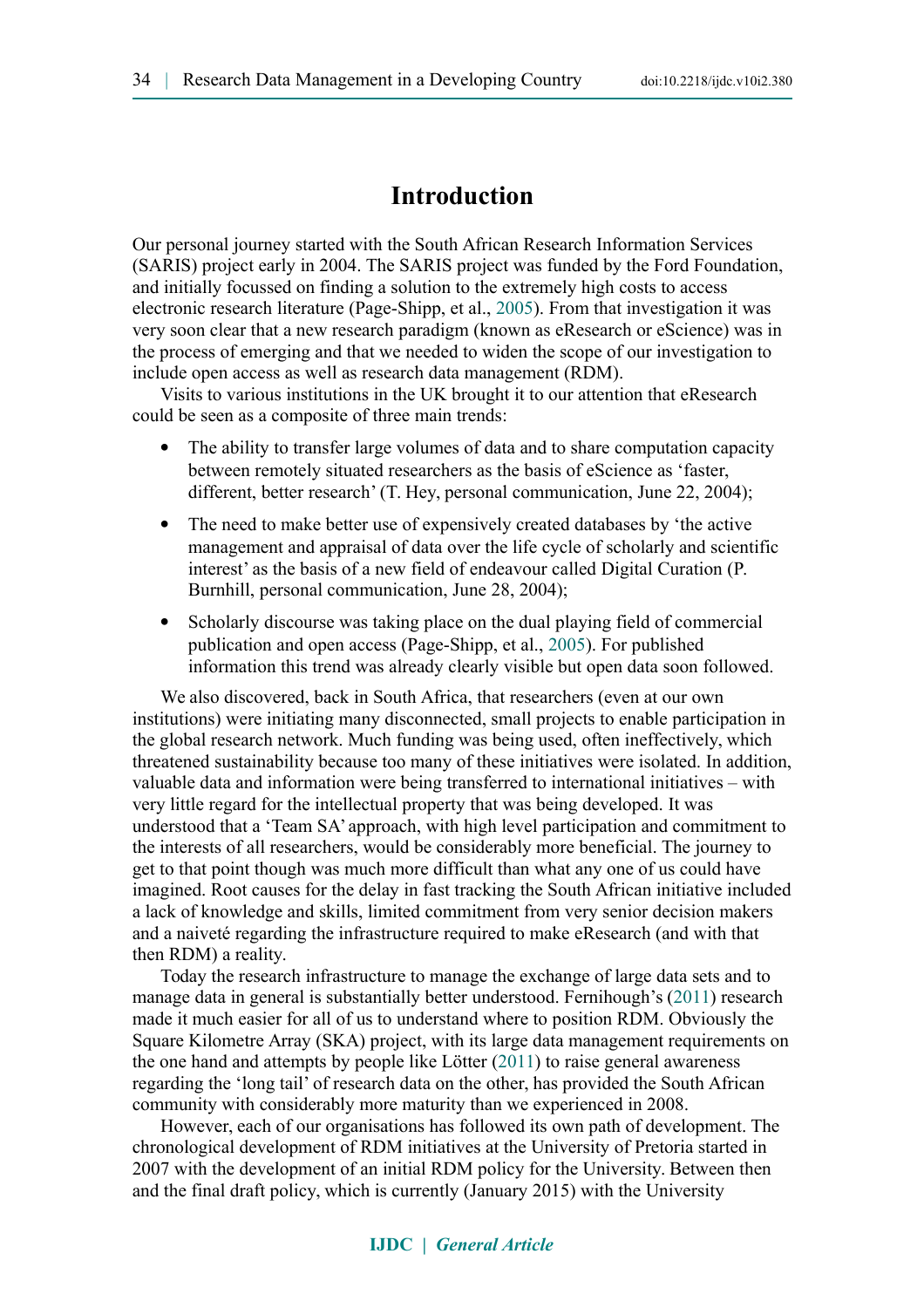# Introduction

Our personal journey started with the South African Research Information Services (SARIS) project early in 2004. The SARIS project was funded by the Ford Foundation, and initially focussed on finding a solution to the extremely high costs to access electronic research literature (Page-Shipp, et al., 2005). From that investigation it was very soon clear that a new research paradigm (known as eResearch or eScience) was in the process of emerging and that we needed to widen the scope of our investigation to include open access as well as research data management (RDM).

Visits to various institutions in the UK brought it to our attention that eResearch could be seen as a composite of three main trends:

- The ability to transfer large volumes of data and to share computation capacity between remotely situated researchers as the basis of eScience as 'faster, different, better research' (T. Hey, personal communication, June 22, 2004);
- The need to make better use of expensively created databases by 'the active management and appraisal of data over the life cycle of scholarly and scientific interest' as the basis of a new field of endeavour called Digital Curation (P. Burnhill, personal communication, June 28, 2004);
- Scholarly discourse was taking place on the dual playing field of commercial publication and open access (Page-Shipp, et al., 2005). For published information this trend was already clearly visible but open data soon followed.

We also discovered, back in South Africa, that researchers (even at our own institutions) were initiating many disconnected, small projects to enable participation in the global research network. Much funding was being used, often ineffectively, which threatened sustainability because too many of these initiatives were isolated. In addition, valuable data and information were being transferred to international initiatives – with very little regard for the intellectual property that was being developed. It was understood that a 'Team SA' approach, with high level participation and commitment to the interests of all researchers, would be considerably more beneficial. The journey to get to that point though was much more difficult than what any one of us could have imagined. Root causes for the delay in fast tracking the South African initiative included a lack of knowledge and skills, limited commitment from very senior decision makers and a naiveté regarding the infrastructure required to make eResearch (and with that then RDM) a reality.

Today the research infrastructure to manage the exchange of large data sets and to manage data in general is substantially better understood. Fernihough's (2011) research made it much easier for all of us to understand where to position RDM. Obviously the Square Kilometre Array (SKA) project, with its large data management requirements on the one hand and attempts by people like Lötter (2011) to raise general awareness regarding the 'long tail' of research data on the other, has provided the South African community with considerably more maturity than we experienced in 2008.

However, each of our organisations has followed its own path of development. The chronological development of RDM initiatives at the University of Pretoria started in 2007 with the development of an initial RDM policy for the University. Between then and the final draft policy, which is currently (January 2015) with the University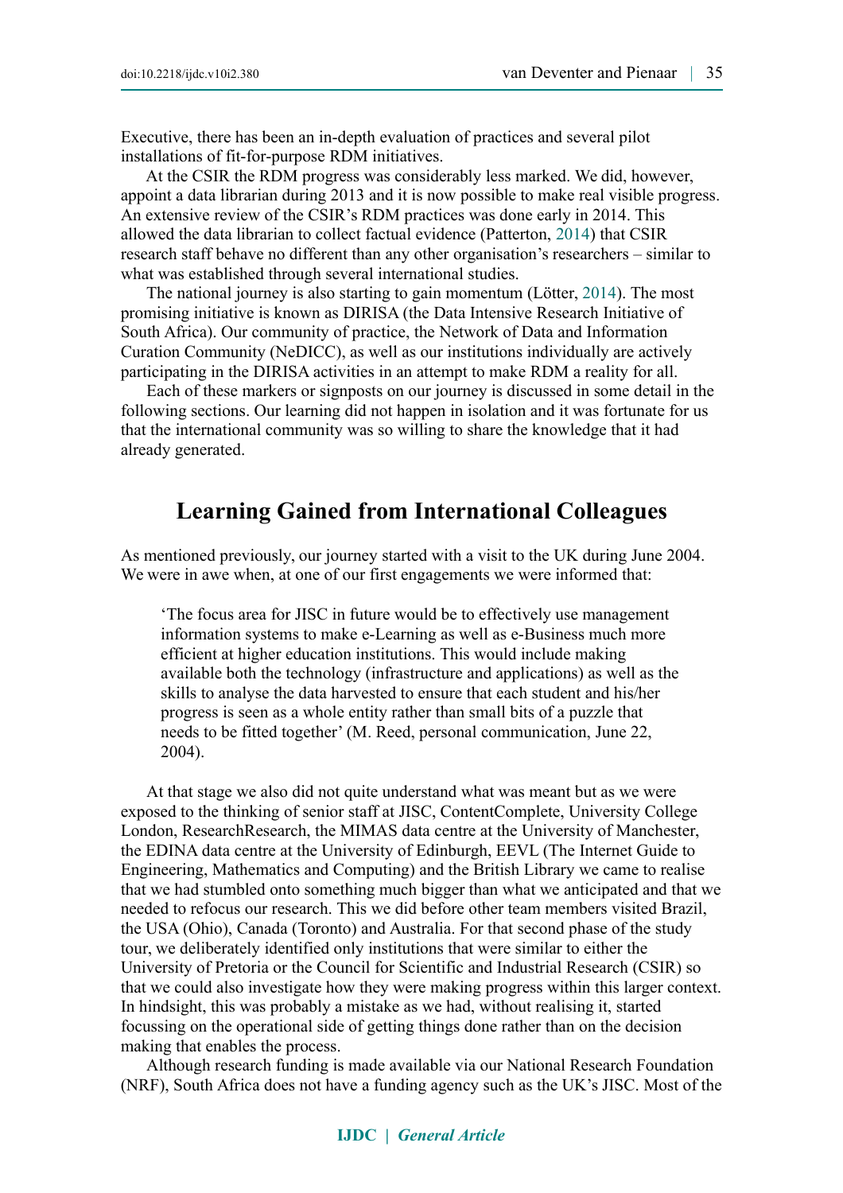Executive, there has been an in-depth evaluation of practices and several pilot installations of fit-for-purpose RDM initiatives.

At the CSIR the RDM progress was considerably less marked. We did, however, appoint a data librarian during 2013 and it is now possible to make real visible progress. An extensive review of the CSIR's RDM practices was done early in 2014. This allowed the data librarian to collect factual evidence (Patterton, 2014) that CSIR research staff behave no different than any other organisation's researchers – similar to what was established through several international studies.

The national journey is also starting to gain momentum (Lötter, 2014). The most promising initiative is known as DIRISA (the Data Intensive Research Initiative of South Africa). Our community of practice, the Network of Data and Information Curation Community (NeDICC), as well as our institutions individually are actively participating in the DIRISA activities in an attempt to make RDM a reality for all.

Each of these markers or signposts on our journey is discussed in some detail in the following sections. Our learning did not happen in isolation and it was fortunate for us that the international community was so willing to share the knowledge that it had already generated.

## Learning Gained from International Colleagues

As mentioned previously, our journey started with a visit to the UK during June 2004. We were in awe when, at one of our first engagements we were informed that:

> 'The focus area for JISC in future would be to effectively use management information systems to make e-Learning as well as e-Business much more efficient at higher education institutions. This would include making available both the technology (infrastructure and applications) as well as the skills to analyse the data harvested to ensure that each student and his/her progress is seen as a whole entity rather than small bits of a puzzle that needs to be fitted together' (M. Reed, personal communication, June 22, 2004).

At that stage we also did not quite understand what was meant but as we were exposed to the thinking of senior staff at JISC, ContentComplete, University College London, ResearchResearch, the MIMAS data centre at the University of Manchester, the EDINA data centre at the University of Edinburgh, EEVL (The Internet Guide to Engineering, Mathematics and Computing) and the British Library we came to realise that we had stumbled onto something much bigger than what we anticipated and that we needed to refocus our research. This we did before other team members visited Brazil, the USA (Ohio), Canada (Toronto) and Australia. For that second phase of the study tour, we deliberately identified only institutions that were similar to either the University of Pretoria or the Council for Scientific and Industrial Research (CSIR) so that we could also investigate how they were making progress within this larger context. In hindsight, this was probably a mistake as we had, without realising it, started focussing on the operational side of getting things done rather than on the decision making that enables the process.

Although research funding is made available via our National Research Foundation (NRF), South Africa does not have a funding agency such as the UK's JISC. Most of the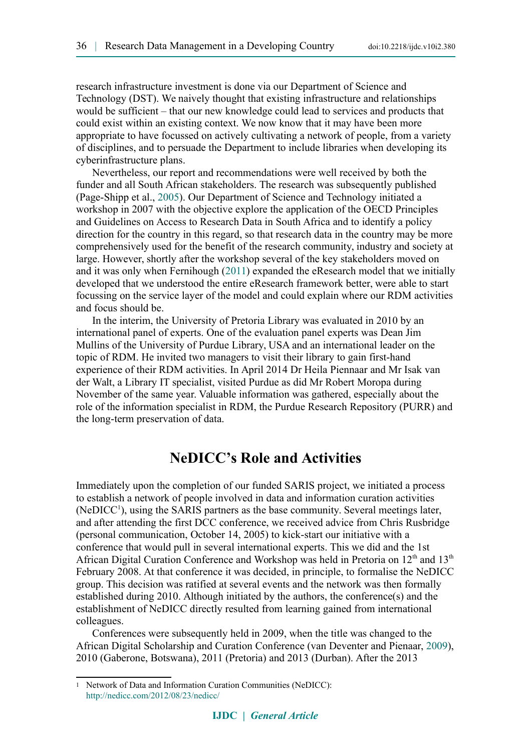research infrastructure investment is done via our Department of Science and Technology (DST). We naively thought that existing infrastructure and relationships would be sufficient – that our new knowledge could lead to services and products that could exist within an existing context. We now know that it may have been more appropriate to have focussed on actively cultivating a network of people, from a variety of disciplines, and to persuade the Department to include libraries when developing its cyberinfrastructure plans.

Nevertheless, our report and recommendations were well received by both the funder and all South African stakeholders. The research was subsequently published (Page-Shipp et al., 2005). Our Department of Science and Technology initiated a workshop in 2007 with the objective explore the application of the OECD Principles and Guidelines on Access to Research Data in South Africa and to identify a policy direction for the country in this regard, so that research data in the country may be more comprehensively used for the benefit of the research community, industry and society at large. However, shortly after the workshop several of the key stakeholders moved on and it was only when Fernihough (2011) expanded the eResearch model that we initially developed that we understood the entire eResearch framework better, were able to start focussing on the service layer of the model and could explain where our RDM activities and focus should be.

In the interim, the University of Pretoria Library was evaluated in 2010 by an international panel of experts. One of the evaluation panel experts was Dean Jim Mullins of the University of Purdue Library, USA and an international leader on the topic of RDM. He invited two managers to visit their library to gain first-hand experience of their RDM activities. In April 2014 Dr Heila Piennaar and Mr Isak van der Walt, a Library IT specialist, visited Purdue as did Mr Robert Moropa during November of the same year. Valuable information was gathered, especially about the role of the information specialist in RDM, the Purdue Research Repository (PURR) and the long-term preservation of data.

## NeDICC's Role and Activities

Immediately upon the completion of our funded SARIS project, we initiated a process to establish a network of people involved in data and information curation activities (NeDICC[1]), using the SARIS partners as the base community. Several meetings later, and after attending the first DCC conference, we received advice from Chris Rusbridge (personal communication, October 14, 2005) to kick-start our initiative with a conference that would pull in several international experts. This we did and the 1st African Digital Curation Conference and Workshop was held in Pretoria on 12th and 13th February 2008. At that conference it was decided, in principle, to formalise the NeDICC group. This decision was ratified at several events and the network was then formally established during 2010. Although initiated by the authors, the conference(s) and the establishment of NeDICC directly resulted from learning gained from international colleagues.

Conferences were subsequently held in 2009, when the title was changed to the African Digital Scholarship and Curation Conference (van Deventer and Pienaar, 2009), 2010 (Gaberone, Botswana), 2011 (Pretoria) and 2013 (Durban). After the 2013

[1] Network of Data and Information Curation Communities (NeDICC): http://nedicc.com/2012/08/23/nedicc/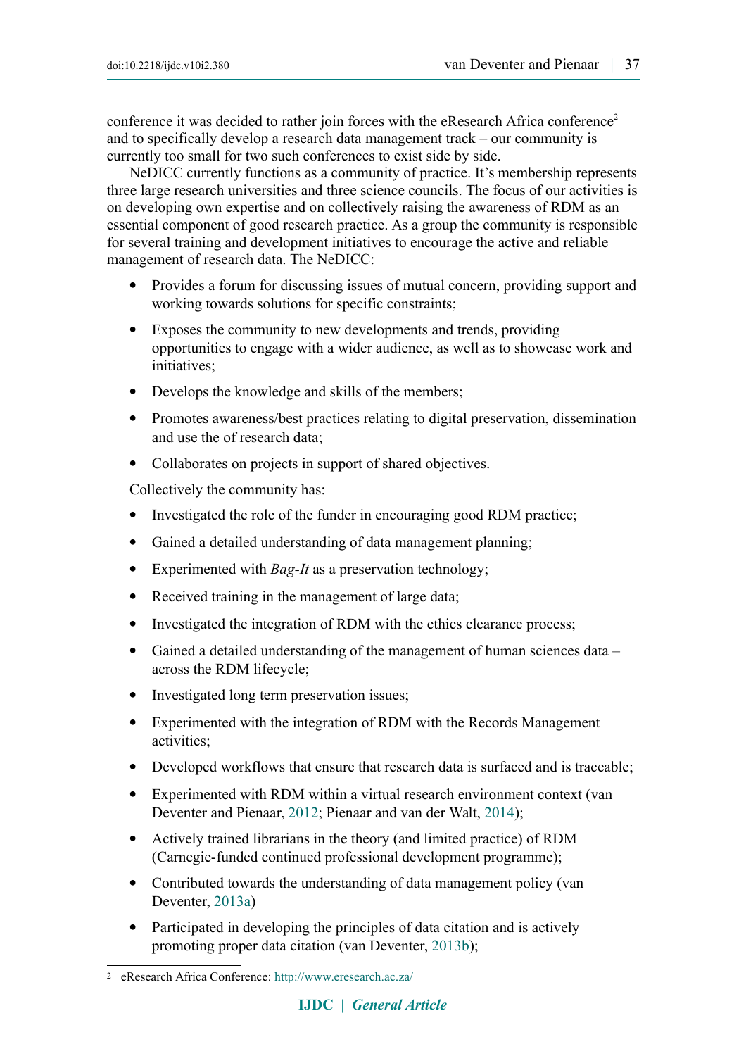conference it was decided to rather join forces with the eResearch Africa conference[2] and to specifically develop a research data management track – our community is currently too small for two such conferences to exist side by side.

NeDICC currently functions as a community of practice. It's membership represents three large research universities and three science councils. The focus of our activities is on developing own expertise and on collectively raising the awareness of RDM as an essential component of good research practice. As a group the community is responsible for several training and development initiatives to encourage the active and reliable management of research data. The NeDICC:

- Provides a forum for discussing issues of mutual concern, providing support and working towards solutions for specific constraints;
- Exposes the community to new developments and trends, providing opportunities to engage with a wider audience, as well as to showcase work and initiatives;
- Develops the knowledge and skills of the members;
- Promotes awareness/best practices relating to digital preservation, dissemination and use the of research data;
- Collaborates on projects in support of shared objectives.

Collectively the community has:

- Investigated the role of the funder in encouraging good RDM practice;
- Gained a detailed understanding of data management planning;
- Experimented with *Bag-It* as a preservation technology;
- Received training in the management of large data;
- Investigated the integration of RDM with the ethics clearance process;
- Gained a detailed understanding of the management of human sciences data – across the RDM lifecycle;
- Investigated long term preservation issues;
- Experimented with the integration of RDM with the Records Management activities;
- Developed workflows that ensure that research data is surfaced and is traceable;
- Experimented with RDM within a virtual research environment context (van Deventer and Pienaar, 2012; Pienaar and van der Walt, 2014);
- Actively trained librarians in the theory (and limited practice) of RDM (Carnegie-funded continued professional development programme);
- Contributed towards the understanding of data management policy (van Deventer, 2013a)
- Participated in developing the principles of data citation and is actively promoting proper data citation (van Deventer, 2013b);

[2] eResearch Africa Conference: http://www.eresearch.ac.za/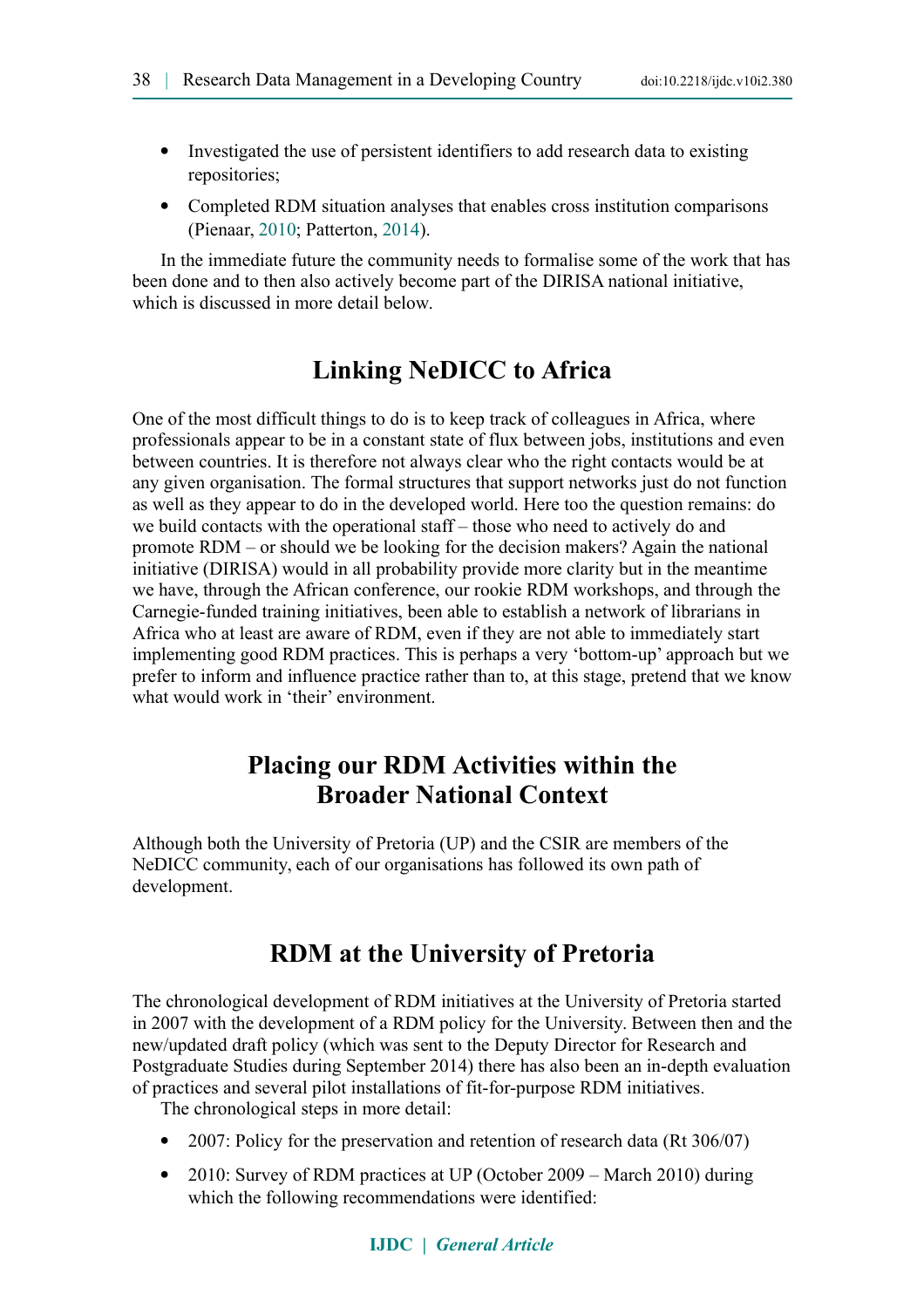- Investigated the use of persistent identifiers to add research data to existing repositories;
- Completed RDM situation analyses that enables cross institution comparisons (Pienaar, 2010; Patterton, 2014).

In the immediate future the community needs to formalise some of the work that has been done and to then also actively become part of the DIRISA national initiative, which is discussed in more detail below.

## Linking NeDICC to Africa

One of the most difficult things to do is to keep track of colleagues in Africa, where professionals appear to be in a constant state of flux between jobs, institutions and even between countries. It is therefore not always clear who the right contacts would be at any given organisation. The formal structures that support networks just do not function as well as they appear to do in the developed world. Here too the question remains: do we build contacts with the operational staff – those who need to actively do and promote RDM – or should we be looking for the decision makers? Again the national initiative (DIRISA) would in all probability provide more clarity but in the meantime we have, through the African conference, our rookie RDM workshops, and through the Carnegie-funded training initiatives, been able to establish a network of librarians in Africa who at least are aware of RDM, even if they are not able to immediately start implementing good RDM practices. This is perhaps a very 'bottom-up' approach but we prefer to inform and influence practice rather than to, at this stage, pretend that we know what would work in 'their' environment.

## Placing our RDM Activities within the Broader National Context

Although both the University of Pretoria (UP) and the CSIR are members of the NeDICC community, each of our organisations has followed its own path of development.

## RDM at the University of Pretoria

The chronological development of RDM initiatives at the University of Pretoria started in 2007 with the development of a RDM policy for the University. Between then and the new/updated draft policy (which was sent to the Deputy Director for Research and Postgraduate Studies during September 2014) there has also been an in-depth evaluation of practices and several pilot installations of fit-for-purpose RDM initiatives.

The chronological steps in more detail:

- 2007: Policy for the preservation and retention of research data (Rt 306/07)
- 2010: Survey of RDM practices at UP (October 2009 – March 2010) during which the following recommendations were identified: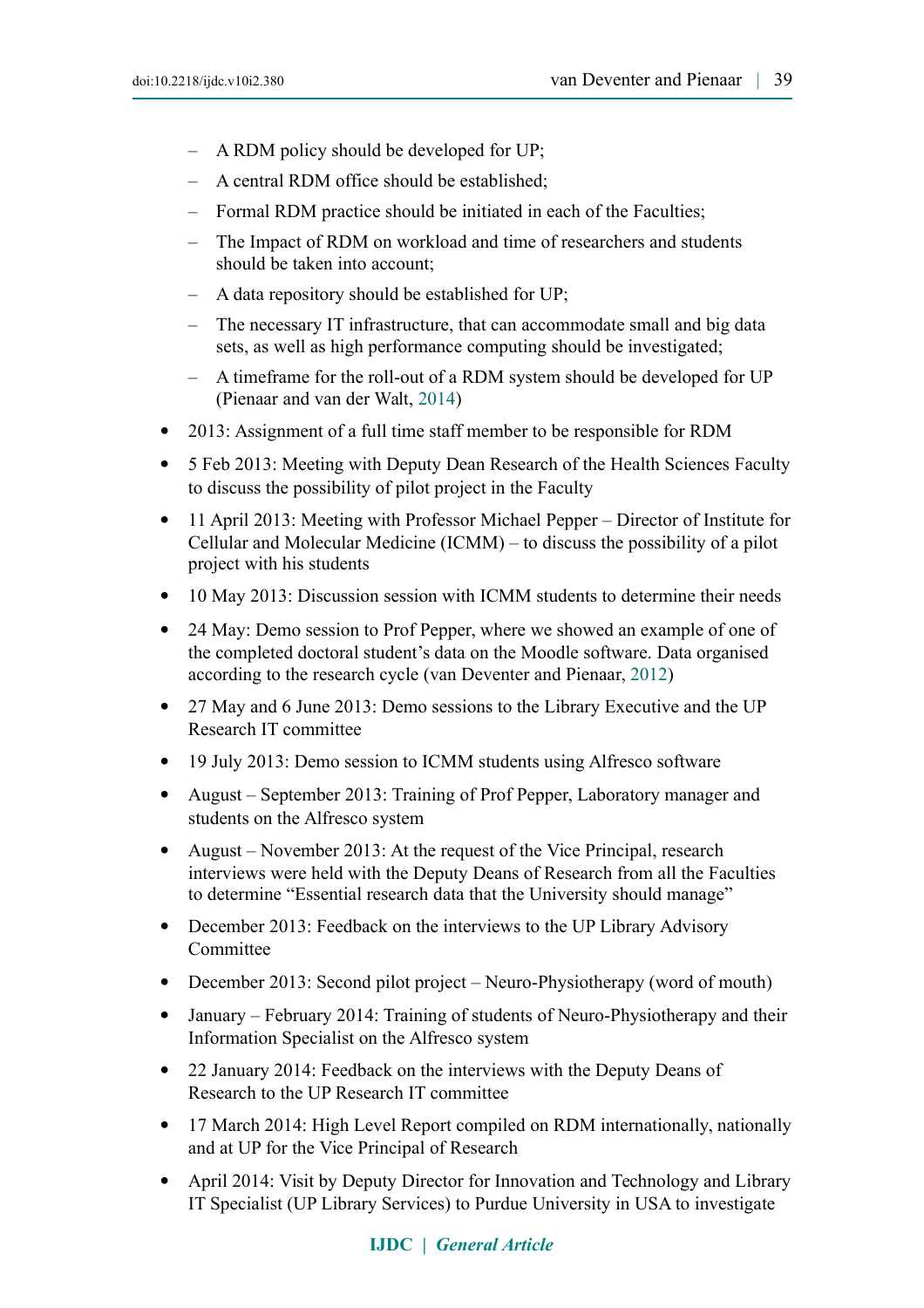- A RDM policy should be developed for UP;
  - A central RDM office should be established;
  - Formal RDM practice should be initiated in each of the Faculties;
  - The Impact of RDM on workload and time of researchers and students should be taken into account;
  - A data repository should be established for UP;
  - The necessary IT infrastructure, that can accommodate small and big data sets, as well as high performance computing should be investigated;
  - A timeframe for the roll-out of a RDM system should be developed for UP (Pienaar and van der Walt, 2014)
- 2013: Assignment of a full time staff member to be responsible for RDM
- 5 Feb 2013: Meeting with Deputy Dean Research of the Health Sciences Faculty to discuss the possibility of pilot project in the Faculty
- 11 April 2013: Meeting with Professor Michael Pepper – Director of Institute for Cellular and Molecular Medicine (ICMM) – to discuss the possibility of a pilot project with his students
- 10 May 2013: Discussion session with ICMM students to determine their needs
- 24 May: Demo session to Prof Pepper, where we showed an example of one of the completed doctoral student's data on the Moodle software. Data organised according to the research cycle (van Deventer and Pienaar, 2012)
- 27 May and 6 June 2013: Demo sessions to the Library Executive and the UP Research IT committee
- 19 July 2013: Demo session to ICMM students using Alfresco software
- August – September 2013: Training of Prof Pepper, Laboratory manager and students on the Alfresco system
- August – November 2013: At the request of the Vice Principal, research interviews were held with the Deputy Deans of Research from all the Faculties to determine "Essential research data that the University should manage"
- December 2013: Feedback on the interviews to the UP Library Advisory Committee
- December 2013: Second pilot project – Neuro-Physiotherapy (word of mouth)
- January – February 2014: Training of students of Neuro-Physiotherapy and their Information Specialist on the Alfresco system
- 22 January 2014: Feedback on the interviews with the Deputy Deans of Research to the UP Research IT committee
- 17 March 2014: High Level Report compiled on RDM internationally, nationally and at UP for the Vice Principal of Research
- April 2014: Visit by Deputy Director for Innovation and Technology and Library IT Specialist (UP Library Services) to Purdue University in USA to investigate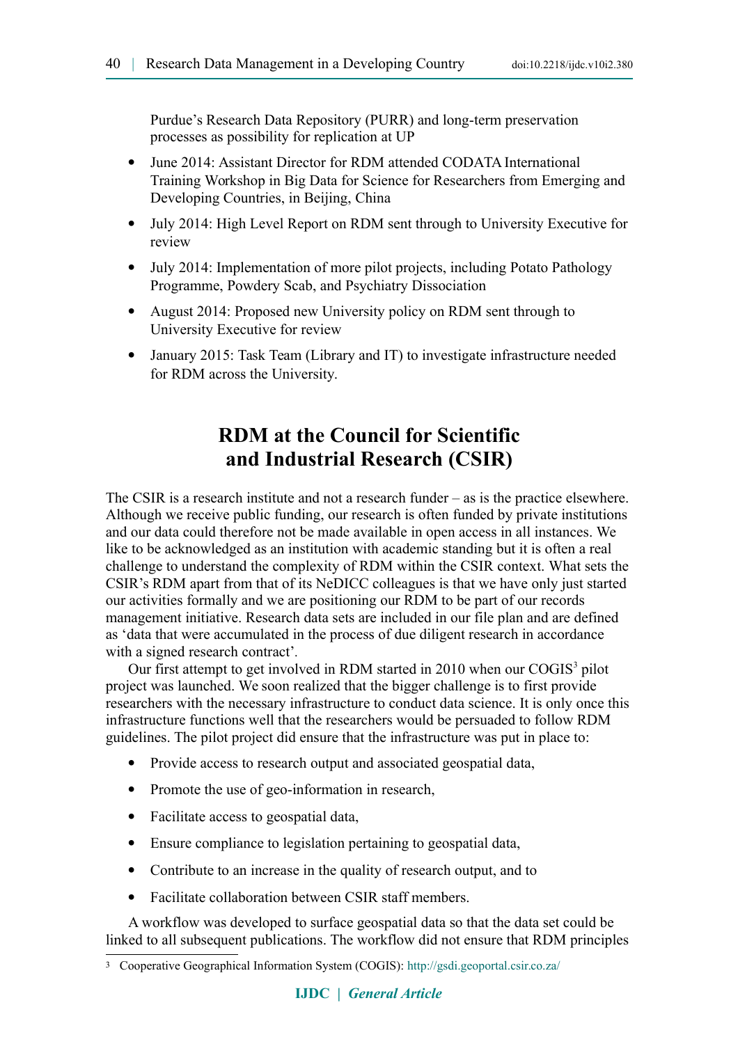Purdue's Research Data Repository (PURR) and long-term preservation processes as possibility for replication at UP

- June 2014: Assistant Director for RDM attended CODATA International Training Workshop in Big Data for Science for Researchers from Emerging and Developing Countries, in Beijing, China
- July 2014: High Level Report on RDM sent through to University Executive for review
- July 2014: Implementation of more pilot projects, including Potato Pathology Programme, Powdery Scab, and Psychiatry Dissociation
- August 2014: Proposed new University policy on RDM sent through to University Executive for review
- January 2015: Task Team (Library and IT) to investigate infrastructure needed for RDM across the University.

## RDM at the Council for Scientific and Industrial Research (CSIR)

The CSIR is a research institute and not a research funder – as is the practice elsewhere. Although we receive public funding, our research is often funded by private institutions and our data could therefore not be made available in open access in all instances. We like to be acknowledged as an institution with academic standing but it is often a real challenge to understand the complexity of RDM within the CSIR context. What sets the CSIR's RDM apart from that of its NeDICC colleagues is that we have only just started our activities formally and we are positioning our RDM to be part of our records management initiative. Research data sets are included in our file plan and are defined as 'data that were accumulated in the process of due diligent research in accordance with a signed research contract'.

Our first attempt to get involved in RDM started in 2010 when our COGIS[3] pilot project was launched. We soon realized that the bigger challenge is to first provide researchers with the necessary infrastructure to conduct data science. It is only once this infrastructure functions well that the researchers would be persuaded to follow RDM guidelines. The pilot project did ensure that the infrastructure was put in place to:

- Provide access to research output and associated geospatial data,
- Promote the use of geo-information in research,
- Facilitate access to geospatial data,
- Ensure compliance to legislation pertaining to geospatial data,
- Contribute to an increase in the quality of research output, and to
- Facilitate collaboration between CSIR staff members.

A workflow was developed to surface geospatial data so that the data set could be linked to all subsequent publications. The workflow did not ensure that RDM principles

[3] Cooperative Geographical Information System (COGIS): http://gsdi.geoportal.csir.co.za/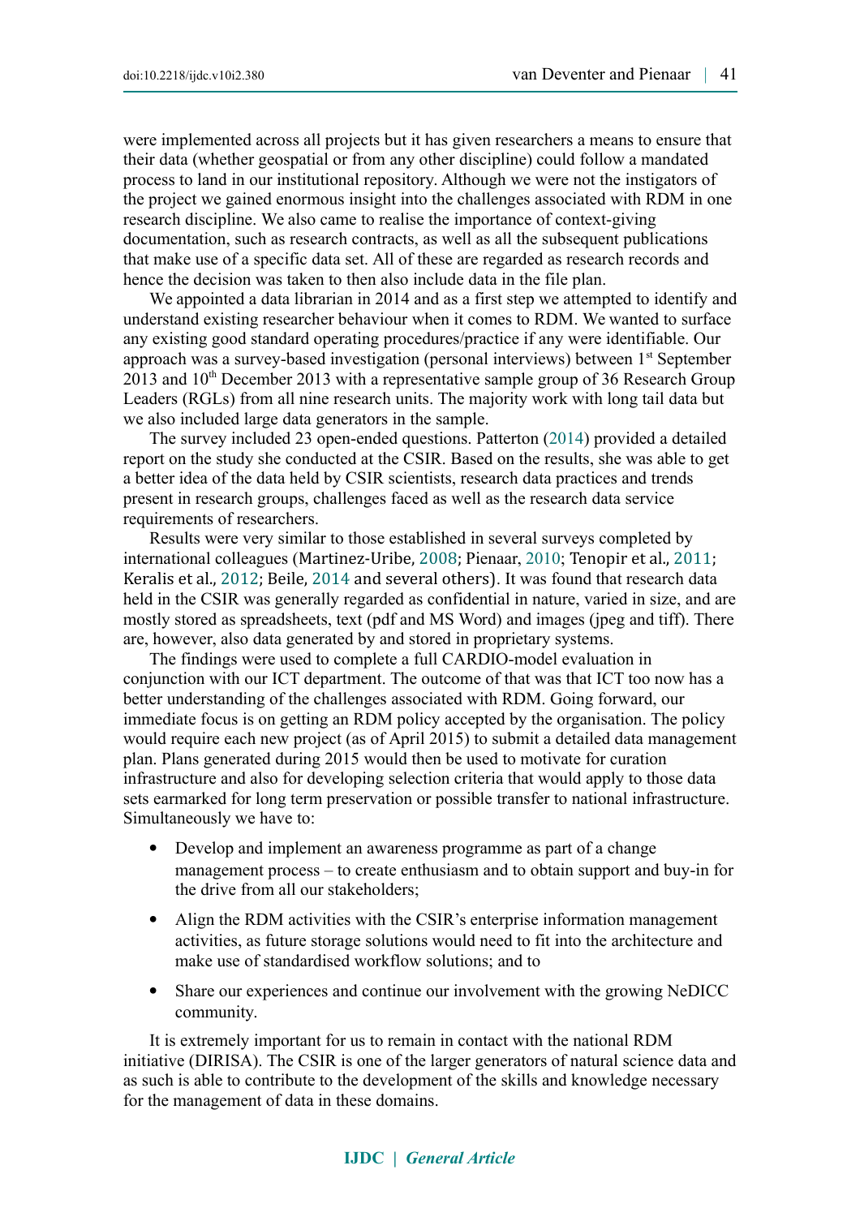were implemented across all projects but it has given researchers a means to ensure that their data (whether geospatial or from any other discipline) could follow a mandated process to land in our institutional repository. Although we were not the instigators of the project we gained enormous insight into the challenges associated with RDM in one research discipline. We also came to realise the importance of context-giving documentation, such as research contracts, as well as all the subsequent publications that make use of a specific data set. All of these are regarded as research records and hence the decision was taken to then also include data in the file plan.

We appointed a data librarian in 2014 and as a first step we attempted to identify and understand existing researcher behaviour when it comes to RDM. We wanted to surface any existing good standard operating procedures/practice if any were identifiable. Our approach was a survey-based investigation (personal interviews) between 1st September 2013 and 10th December 2013 with a representative sample group of 36 Research Group Leaders (RGLs) from all nine research units. The majority work with long tail data but we also included large data generators in the sample.

The survey included 23 open-ended questions. Patterton (2014) provided a detailed report on the study she conducted at the CSIR. Based on the results, she was able to get a better idea of the data held by CSIR scientists, research data practices and trends present in research groups, challenges faced as well as the research data service requirements of researchers.

Results were very similar to those established in several surveys completed by international colleagues (Martinez-Uribe, 2008; Pienaar, 2010; Tenopir et al., 2011; Keralis et al., 2012; Beile, 2014 and several others). It was found that research data held in the CSIR was generally regarded as confidential in nature, varied in size, and are mostly stored as spreadsheets, text (pdf and MS Word) and images (jpeg and tiff). There are, however, also data generated by and stored in proprietary systems.

The findings were used to complete a full CARDIO-model evaluation in conjunction with our ICT department. The outcome of that was that ICT too now has a better understanding of the challenges associated with RDM. Going forward, our immediate focus is on getting an RDM policy accepted by the organisation. The policy would require each new project (as of April 2015) to submit a detailed data management plan. Plans generated during 2015 would then be used to motivate for curation infrastructure and also for developing selection criteria that would apply to those data sets earmarked for long term preservation or possible transfer to national infrastructure. Simultaneously we have to:

- Develop and implement an awareness programme as part of a change management process – to create enthusiasm and to obtain support and buy-in for the drive from all our stakeholders;
- Align the RDM activities with the CSIR's enterprise information management activities, as future storage solutions would need to fit into the architecture and make use of standardised workflow solutions; and to
- Share our experiences and continue our involvement with the growing NeDICC community.

It is extremely important for us to remain in contact with the national RDM initiative (DIRISA). The CSIR is one of the larger generators of natural science data and as such is able to contribute to the development of the skills and knowledge necessary for the management of data in these domains.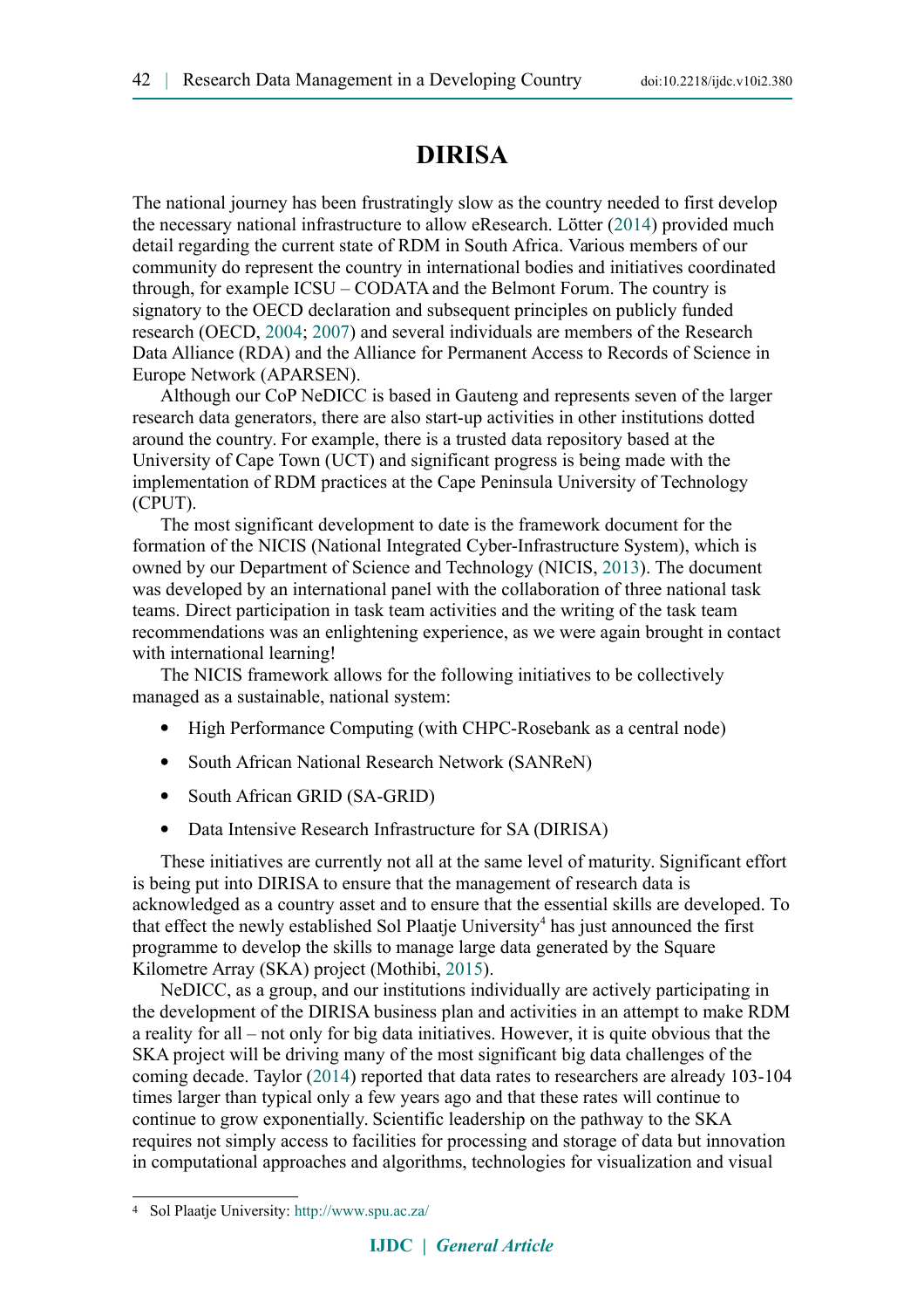## DIRISA

The national journey has been frustratingly slow as the country needed to first develop the necessary national infrastructure to allow eResearch. Lötter (2014) provided much detail regarding the current state of RDM in South Africa. Various members of our community do represent the country in international bodies and initiatives coordinated through, for example ICSU – CODATA and the Belmont Forum. The country is signatory to the OECD declaration and subsequent principles on publicly funded research (OECD, 2004; 2007) and several individuals are members of the Research Data Alliance (RDA) and the Alliance for Permanent Access to Records of Science in Europe Network (APARSEN).

Although our CoP NeDICC is based in Gauteng and represents seven of the larger research data generators, there are also start-up activities in other institutions dotted around the country. For example, there is a trusted data repository based at the University of Cape Town (UCT) and significant progress is being made with the implementation of RDM practices at the Cape Peninsula University of Technology (CPUT).

The most significant development to date is the framework document for the formation of the NICIS (National Integrated Cyber-Infrastructure System), which is owned by our Department of Science and Technology (NICIS, 2013). The document was developed by an international panel with the collaboration of three national task teams. Direct participation in task team activities and the writing of the task team recommendations was an enlightening experience, as we were again brought in contact with international learning!

The NICIS framework allows for the following initiatives to be collectively managed as a sustainable, national system:

- High Performance Computing (with CHPC-Rosebank as a central node)
- South African National Research Network (SANReN)
- South African GRID (SA-GRID)
- Data Intensive Research Infrastructure for SA (DIRISA)

These initiatives are currently not all at the same level of maturity. Significant effort is being put into DIRISA to ensure that the management of research data is acknowledged as a country asset and to ensure that the essential skills are developed. To that effect the newly established Sol Plaatje University[4] has just announced the first programme to develop the skills to manage large data generated by the Square Kilometre Array (SKA) project (Mothibi, 2015).

NeDICC, as a group, and our institutions individually are actively participating in the development of the DIRISA business plan and activities in an attempt to make RDM a reality for all – not only for big data initiatives. However, it is quite obvious that the SKA project will be driving many of the most significant big data challenges of the coming decade. Taylor (2014) reported that data rates to researchers are already 103-104 times larger than typical only a few years ago and that these rates will continue to continue to grow exponentially. Scientific leadership on the pathway to the SKA requires not simply access to facilities for processing and storage of data but innovation in computational approaches and algorithms, technologies for visualization and visual

[4] Sol Plaatje University: http://www.spu.ac.za/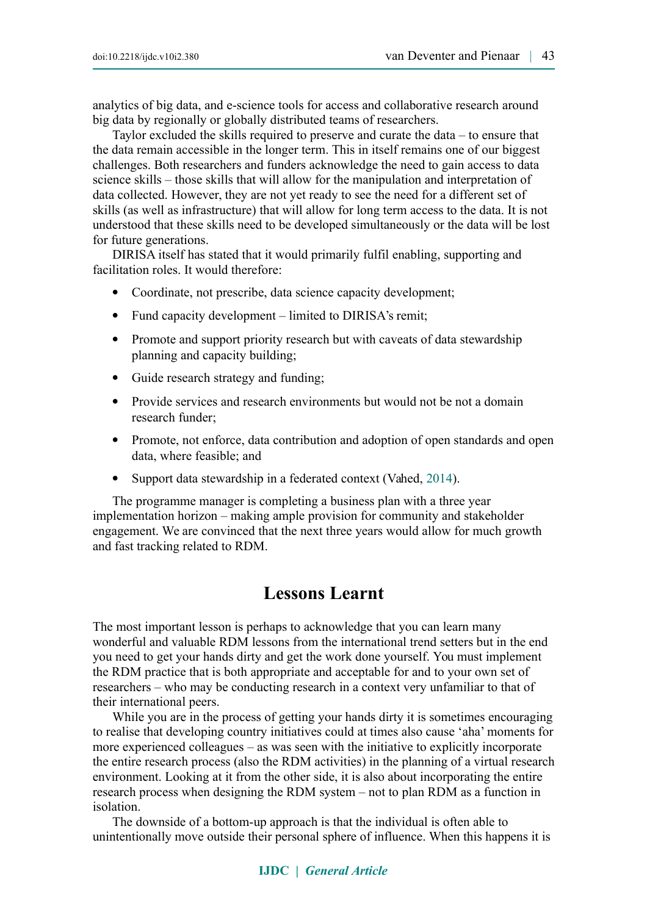analytics of big data, and e-science tools for access and collaborative research around big data by regionally or globally distributed teams of researchers.

Taylor excluded the skills required to preserve and curate the data – to ensure that the data remain accessible in the longer term. This in itself remains one of our biggest challenges. Both researchers and funders acknowledge the need to gain access to data science skills – those skills that will allow for the manipulation and interpretation of data collected. However, they are not yet ready to see the need for a different set of skills (as well as infrastructure) that will allow for long term access to the data. It is not understood that these skills need to be developed simultaneously or the data will be lost for future generations.

DIRISA itself has stated that it would primarily fulfil enabling, supporting and facilitation roles. It would therefore:

- Coordinate, not prescribe, data science capacity development;
- Fund capacity development – limited to DIRISA's remit;
- Promote and support priority research but with caveats of data stewardship planning and capacity building;
- Guide research strategy and funding;
- Provide services and research environments but would not be not a domain research funder;
- Promote, not enforce, data contribution and adoption of open standards and open data, where feasible; and
- Support data stewardship in a federated context (Vahed, 2014).

The programme manager is completing a business plan with a three year implementation horizon – making ample provision for community and stakeholder engagement. We are convinced that the next three years would allow for much growth and fast tracking related to RDM.

# Lessons Learnt

The most important lesson is perhaps to acknowledge that you can learn many wonderful and valuable RDM lessons from the international trend setters but in the end you need to get your hands dirty and get the work done yourself. You must implement the RDM practice that is both appropriate and acceptable for and to your own set of researchers – who may be conducting research in a context very unfamiliar to that of their international peers.

While you are in the process of getting your hands dirty it is sometimes encouraging to realise that developing country initiatives could at times also cause 'aha' moments for more experienced colleagues – as was seen with the initiative to explicitly incorporate the entire research process (also the RDM activities) in the planning of a virtual research environment. Looking at it from the other side, it is also about incorporating the entire research process when designing the RDM system – not to plan RDM as a function in isolation.

The downside of a bottom-up approach is that the individual is often able to unintentionally move outside their personal sphere of influence. When this happens it is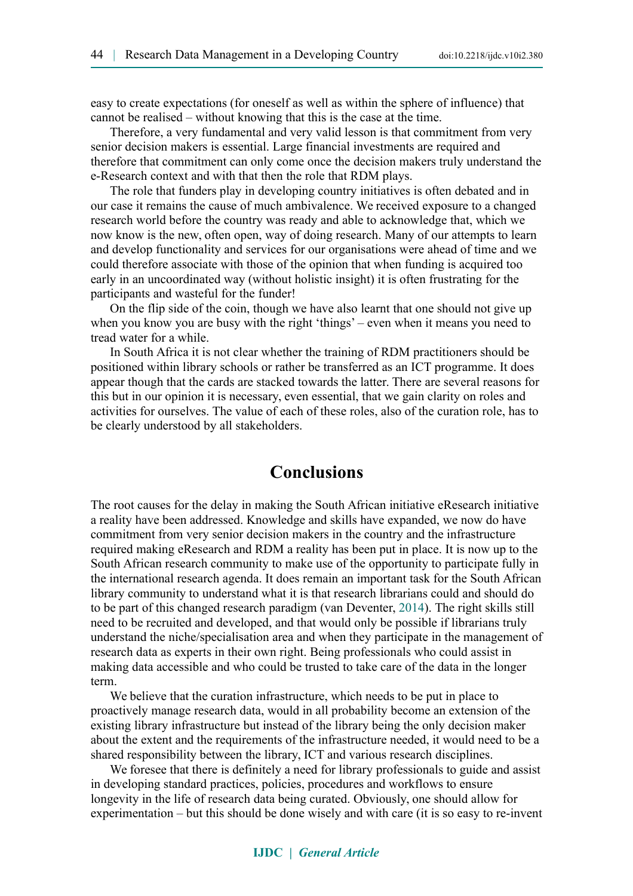easy to create expectations (for oneself as well as within the sphere of influence) that cannot be realised – without knowing that this is the case at the time.

Therefore, a very fundamental and very valid lesson is that commitment from very senior decision makers is essential. Large financial investments are required and therefore that commitment can only come once the decision makers truly understand the e-Research context and with that then the role that RDM plays.

The role that funders play in developing country initiatives is often debated and in our case it remains the cause of much ambivalence. We received exposure to a changed research world before the country was ready and able to acknowledge that, which we now know is the new, often open, way of doing research. Many of our attempts to learn and develop functionality and services for our organisations were ahead of time and we could therefore associate with those of the opinion that when funding is acquired too early in an uncoordinated way (without holistic insight) it is often frustrating for the participants and wasteful for the funder!

On the flip side of the coin, though we have also learnt that one should not give up when you know you are busy with the right 'things' – even when it means you need to tread water for a while.

In South Africa it is not clear whether the training of RDM practitioners should be positioned within library schools or rather be transferred as an ICT programme. It does appear though that the cards are stacked towards the latter. There are several reasons for this but in our opinion it is necessary, even essential, that we gain clarity on roles and activities for ourselves. The value of each of these roles, also of the curation role, has to be clearly understood by all stakeholders.

# Conclusions

The root causes for the delay in making the South African initiative eResearch initiative a reality have been addressed. Knowledge and skills have expanded, we now do have commitment from very senior decision makers in the country and the infrastructure required making eResearch and RDM a reality has been put in place. It is now up to the South African research community to make use of the opportunity to participate fully in the international research agenda. It does remain an important task for the South African library community to understand what it is that research librarians could and should do to be part of this changed research paradigm (van Deventer, 2014). The right skills still need to be recruited and developed, and that would only be possible if librarians truly understand the niche/specialisation area and when they participate in the management of research data as experts in their own right. Being professionals who could assist in making data accessible and who could be trusted to take care of the data in the longer term.

We believe that the curation infrastructure, which needs to be put in place to proactively manage research data, would in all probability become an extension of the existing library infrastructure but instead of the library being the only decision maker about the extent and the requirements of the infrastructure needed, it would need to be a shared responsibility between the library, ICT and various research disciplines.

We foresee that there is definitely a need for library professionals to guide and assist in developing standard practices, policies, procedures and workflows to ensure longevity in the life of research data being curated. Obviously, one should allow for experimentation – but this should be done wisely and with care (it is so easy to re-invent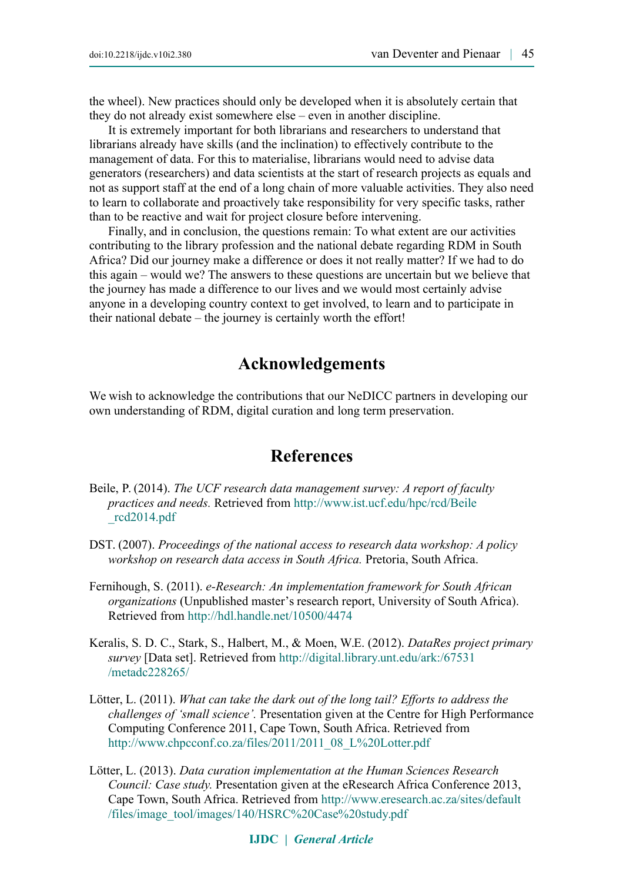the wheel). New practices should only be developed when it is absolutely certain that they do not already exist somewhere else – even in another discipline.

It is extremely important for both librarians and researchers to understand that librarians already have skills (and the inclination) to effectively contribute to the management of data. For this to materialise, librarians would need to advise data generators (researchers) and data scientists at the start of research projects as equals and not as support staff at the end of a long chain of more valuable activities. They also need to learn to collaborate and proactively take responsibility for very specific tasks, rather than to be reactive and wait for project closure before intervening.

Finally, and in conclusion, the questions remain: To what extent are our activities contributing to the library profession and the national debate regarding RDM in South Africa? Did our journey make a difference or does it not really matter? If we had to do this again – would we? The answers to these questions are uncertain but we believe that the journey has made a difference to our lives and we would most certainly advise anyone in a developing country context to get involved, to learn and to participate in their national debate – the journey is certainly worth the effort!

# Acknowledgements

We wish to acknowledge the contributions that our NeDICC partners in developing our own understanding of RDM, digital curation and long term preservation.

# References

Beile, P. (2014). *The UCF research data management survey: A report of faculty practices and needs.* Retrieved from http://www.ist.ucf.edu/hpc/rcd/Beile_rcd2014.pdf

DST. (2007). *Proceedings of the national access to research data workshop: A policy workshop on research data access in South Africa.* Pretoria, South Africa.

Fernihough, S. (2011). *e-Research: An implementation framework for South African organizations* (Unpublished master's research report, University of South Africa). Retrieved from http://hdl.handle.net/10500/4474

Keralis, S. D. C., Stark, S., Halbert, M., & Moen, W.E. (2012). *DataRes project primary survey* [Data set]. Retrieved from http://digital.library.unt.edu/ark:/67531/metadc228265/

Lötter, L. (2011). *What can take the dark out of the long tail? Efforts to address the challenges of 'small science'.* Presentation given at the Centre for High Performance Computing Conference 2011, Cape Town, South Africa. Retrieved from http://www.chpcconf.co.za/files/2011/2011_08_L%20Lotter.pdf

Lötter, L. (2013). *Data curation implementation at the Human Sciences Research Council: Case study.* Presentation given at the eResearch Africa Conference 2013, Cape Town, South Africa. Retrieved from http://www.eresearch.ac.za/sites/default/files/image_tool/images/140/HSRC%20Case%20study.pdf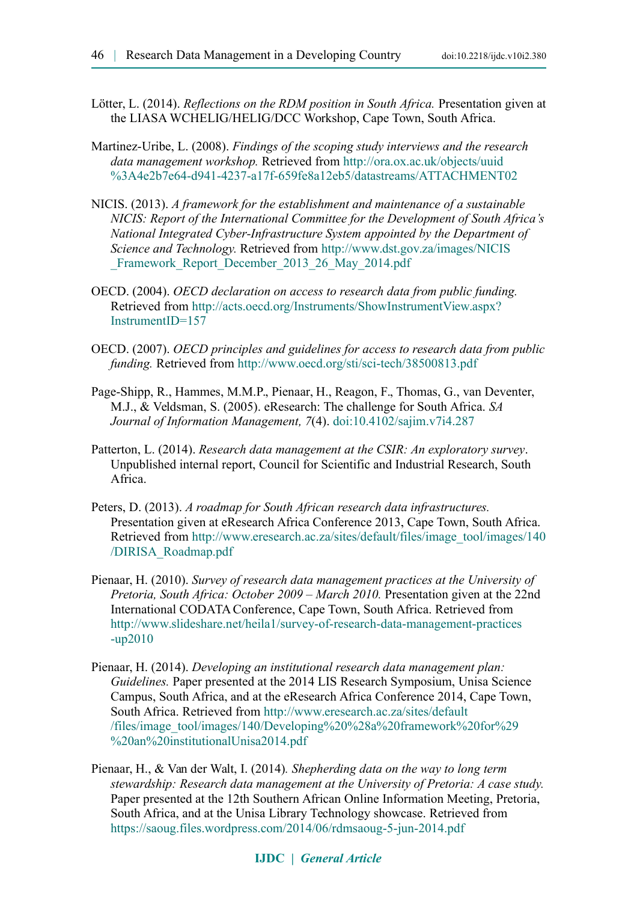Lötter, L. (2014). *Reflections on the RDM position in South Africa.* Presentation given at the LIASA WCHELIG/HELIG/DCC Workshop, Cape Town, South Africa.

Martinez-Uribe, L. (2008). *Findings of the scoping study interviews and the research data management workshop.* Retrieved from http://ora.ox.ac.uk/objects/uuid%3A4e2b7e64-d941-4237-a17f-659fe8a12eb5/datastreams/ATTACHMENT02

NICIS. (2013). *A framework for the establishment and maintenance of a sustainable NICIS: Report of the International Committee for the Development of South Africa's National Integrated Cyber-Infrastructure System appointed by the Department of Science and Technology.* Retrieved from http://www.dst.gov.za/images/NICIS_Framework_Report_December_2013_26_May_2014.pdf

OECD. (2004). *OECD declaration on access to research data from public funding.* Retrieved from http://acts.oecd.org/Instruments/ShowInstrumentView.aspx?InstrumentID=157

OECD. (2007). *OECD principles and guidelines for access to research data from public funding.* Retrieved from http://www.oecd.org/sti/sci-tech/38500813.pdf

Page-Shipp, R., Hammes, M.M.P., Pienaar, H., Reagon, F., Thomas, G., van Deventer, M.J., & Veldsman, S. (2005). eResearch: The challenge for South Africa. *SA Journal of Information Management, 7*(4). doi:10.4102/sajim.v7i4.287

Patterton, L. (2014). *Research data management at the CSIR: An exploratory survey*. Unpublished internal report, Council for Scientific and Industrial Research, South Africa.

Peters, D. (2013). *A roadmap for South African research data infrastructures.* Presentation given at eResearch Africa Conference 2013, Cape Town, South Africa. Retrieved from http://www.eresearch.ac.za/sites/default/files/image_tool/images/140/DIRISA_Roadmap.pdf

Pienaar, H. (2010). *Survey of research data management practices at the University of Pretoria, South Africa: October 2009 – March 2010.* Presentation given at the 22nd International CODATA Conference, Cape Town, South Africa. Retrieved from http://www.slideshare.net/heila1/survey-of-research-data-management-practices-up2010

Pienaar, H. (2014). *Developing an institutional research data management plan: Guidelines.* Paper presented at the 2014 LIS Research Symposium, Unisa Science Campus, South Africa, and at the eResearch Africa Conference 2014, Cape Town, South Africa. Retrieved from http://www.eresearch.ac.za/sites/default/files/image_tool/images/140/Developing%20%28a%20framework%20for%29%20an%20institutionalUnisa2014.pdf

Pienaar, H., & Van der Walt, I. (2014). *Shepherding data on the way to long term stewardship: Research data management at the University of Pretoria: A case study.* Paper presented at the 12th Southern African Online Information Meeting, Pretoria, South Africa, and at the Unisa Library Technology showcase. Retrieved from https://saoug.files.wordpress.com/2014/06/rdmsaoug-5-jun-2014.pdf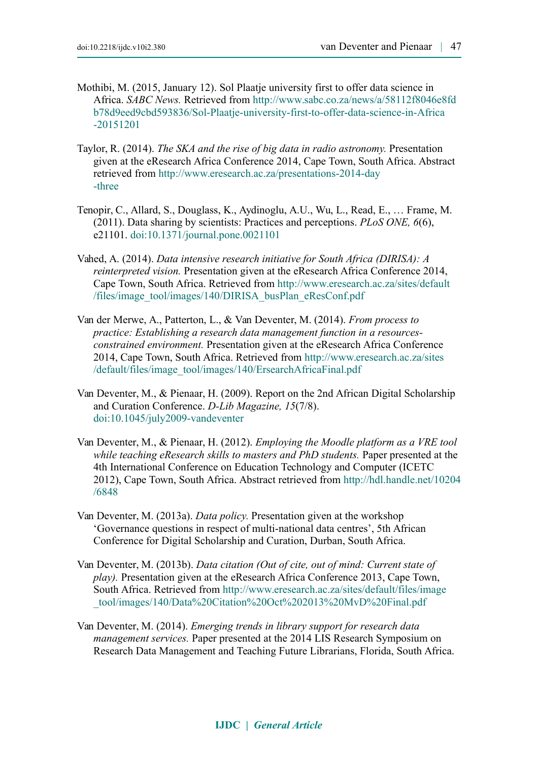Mothibi, M. (2015, January 12). Sol Plaatje university first to offer data science in Africa. *SABC News.* Retrieved from http://www.sabc.co.za/news/a/58112f8046e8fdb78d9eed9cbd593836/Sol-Plaatje-university-first-to-offer-data-science-in-Africa-20151201

Taylor, R. (2014). *The SKA and the rise of big data in radio astronomy.* Presentation given at the eResearch Africa Conference 2014, Cape Town, South Africa. Abstract retrieved from http://www.eresearch.ac.za/presentations-2014-day-three

Tenopir, C., Allard, S., Douglass, K., Aydinoglu, A.U., Wu, L., Read, E., … Frame, M. (2011). Data sharing by scientists: Practices and perceptions. *PLoS ONE, 6*(6), e21101. doi:10.1371/journal.pone.0021101

Vahed, A. (2014). *Data intensive research initiative for South Africa (DIRISA): A reinterpreted vision.* Presentation given at the eResearch Africa Conference 2014, Cape Town, South Africa. Retrieved from http://www.eresearch.ac.za/sites/default/files/image_tool/images/140/DIRISA_busPlan_eResConf.pdf

Van der Merwe, A., Patterton, L., & Van Deventer, M. (2014). *From process to practice: Establishing a research data management function in a resources-constrained environment.* Presentation given at the eResearch Africa Conference 2014, Cape Town, South Africa. Retrieved from http://www.eresearch.ac.za/sites/default/files/image_tool/images/140/ErsearchAfricaFinal.pdf

Van Deventer, M., & Pienaar, H. (2009). Report on the 2nd African Digital Scholarship and Curation Conference. *D-Lib Magazine, 15*(7/8). doi:10.1045/july2009-vandeventer

Van Deventer, M., & Pienaar, H. (2012). *Employing the Moodle platform as a VRE tool while teaching eResearch skills to masters and PhD students.* Paper presented at the 4th International Conference on Education Technology and Computer (ICETC 2012), Cape Town, South Africa. Abstract retrieved from http://hdl.handle.net/10204/6848

Van Deventer, M. (2013a). *Data policy.* Presentation given at the workshop 'Governance questions in respect of multi-national data centres', 5th African Conference for Digital Scholarship and Curation, Durban, South Africa.

Van Deventer, M. (2013b). *Data citation (Out of cite, out of mind: Current state of play).* Presentation given at the eResearch Africa Conference 2013, Cape Town, South Africa. Retrieved from http://www.eresearch.ac.za/sites/default/files/image_tool/images/140/Data%20Citation%20Oct%202013%20MvD%20Final.pdf

Van Deventer, M. (2014). *Emerging trends in library support for research data management services.* Paper presented at the 2014 LIS Research Symposium on Research Data Management and Teaching Future Librarians, Florida, South Africa.